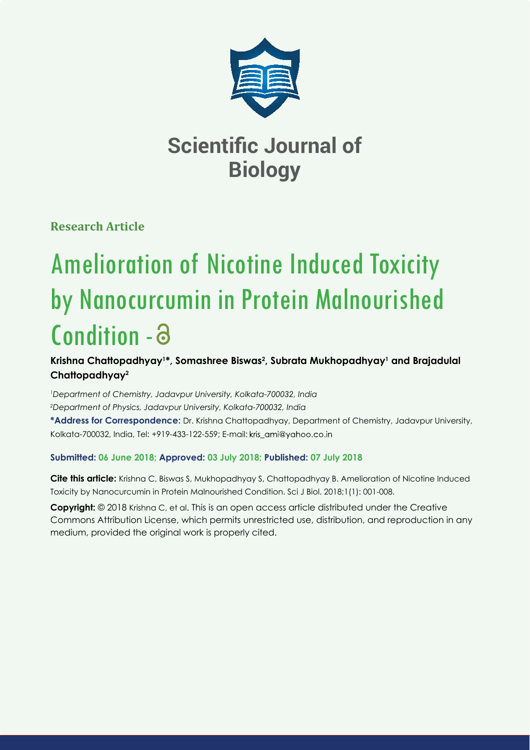# Scientific Journal of Biology

**Research Article**

# Amelioration of Nicotine Induced Toxicity by Nanocurcumin in Protein Malnourished Condition -

**Krishna Chattopadhyay[1]*, Somashree Biswas[2], Subrata Mukhopadhyay[1] and Brajadulal Chattopadhyay[2]**

[1]*Department of Chemistry, Jadavpur University, Kolkata-700032, India*
[2]*Department of Physics, Jadavpur University, Kolkata-700032, India*

**\*Address for Correspondence:** Dr. Krishna Chattopadhyay, Department of Chemistry, Jadavpur University, Kolkata-700032, India, Tel: +919-433-122-559; E-mail: kris_ami@yahoo.co.in

**Submitted: 06 June 2018; Approved: 03 July 2018; Published: 07 July 2018**

**Cite this article:** Krishna C, Biswas S, Mukhopadhyay S, Chattopadhyay B. Amelioration of Nicotine Induced Toxicity by Nanocurcumin in Protein Malnourished Condition. Sci J Biol. 2018;1(1): 001-008.

**Copyright:** © 2018 Krishna C, et al. This is an open access article distributed under the Creative Commons Attribution License, which permits unrestricted use, distribution, and reproduction in any medium, provided the original work is properly cited.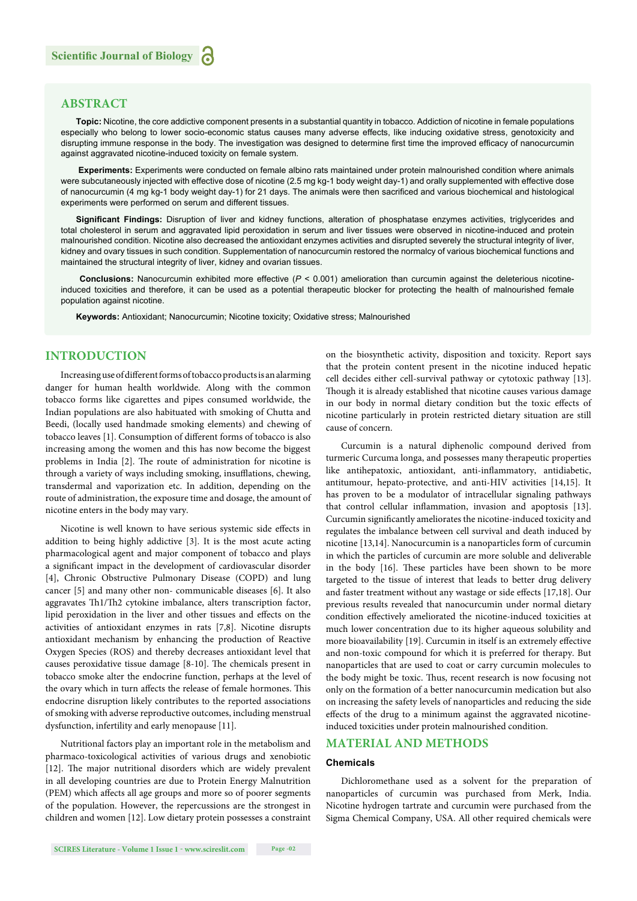## ABSTRACT

**Topic:** Nicotine, the core addictive component presents in a substantial quantity in tobacco. Addiction of nicotine in female populations especially who belong to lower socio-economic status causes many adverse effects, like inducing oxidative stress, genotoxicity and disrupting immune response in the body. The investigation was designed to determine first time the improved efficacy of nanocurcumin against aggravated nicotine-induced toxicity on female system.

**Experiments:** Experiments were conducted on female albino rats maintained under protein malnourished condition where animals were subcutaneously injected with effective dose of nicotine (2.5 mg kg-1 body weight day-1) and orally supplemented with effective dose of nanocurcumin (4 mg kg-1 body weight day-1) for 21 days. The animals were then sacrificed and various biochemical and histological experiments were performed on serum and different tissues.

**Significant Findings:** Disruption of liver and kidney functions, alteration of phosphatase enzymes activities, triglycerides and total cholesterol in serum and aggravated lipid peroxidation in serum and liver tissues were observed in nicotine-induced and protein malnourished condition. Nicotine also decreased the antioxidant enzymes activities and disrupted severely the structural integrity of liver, kidney and ovary tissues in such condition. Supplementation of nanocurcumin restored the normalcy of various biochemical functions and maintained the structural integrity of liver, kidney and ovarian tissues.

**Conclusions:** Nanocurcumin exhibited more effective ($P$ < 0.001) amelioration than curcumin against the deleterious nicotine-induced toxicities and therefore, it can be used as a potential therapeutic blocker for protecting the health of malnourished female population against nicotine.

**Keywords:** Antioxidant; Nanocurcumin; Nicotine toxicity; Oxidative stress; Malnourished

## INTRODUCTION

Increasing use of different forms of tobacco products is an alarming danger for human health worldwide. Along with the common tobacco forms like cigarettes and pipes consumed worldwide, the Indian populations are also habituated with smoking of Chutta and Beedi, (locally used handmade smoking elements) and chewing of tobacco leaves [1]. Consumption of different forms of tobacco is also increasing among the women and this has now become the biggest problems in India [2]. The route of administration for nicotine is through a variety of ways including smoking, insufflations, chewing, transdermal and vaporization etc. In addition, depending on the route of administration, the exposure time and dosage, the amount of nicotine enters in the body may vary.

Nicotine is well known to have serious systemic side effects in addition to being highly addictive [3]. It is the most acute acting pharmacological agent and major component of tobacco and plays a significant impact in the development of cardiovascular disorder [4], Chronic Obstructive Pulmonary Disease (COPD) and lung cancer [5] and many other non- communicable diseases [6]. It also aggravates Th1/Th2 cytokine imbalance, alters transcription factor, lipid peroxidation in the liver and other tissues and effects on the activities of antioxidant enzymes in rats [7,8]. Nicotine disrupts antioxidant mechanism by enhancing the production of Reactive Oxygen Species (ROS) and thereby decreases antioxidant level that causes peroxidative tissue damage [8-10]. The chemicals present in tobacco smoke alter the endocrine function, perhaps at the level of the ovary which in turn affects the release of female hormones. This endocrine disruption likely contributes to the reported associations of smoking with adverse reproductive outcomes, including menstrual dysfunction, infertility and early menopause [11].

Nutritional factors play an important role in the metabolism and pharmaco-toxicological activities of various drugs and xenobiotic [12]. The major nutritional disorders which are widely prevalent in all developing countries are due to Protein Energy Malnutrition (PEM) which affects all age groups and more so of poorer segments of the population. However, the repercussions are the strongest in children and women [12]. Low dietary protein possesses a constraint on the biosynthetic activity, disposition and toxicity. Report says that the protein content present in the nicotine induced hepatic cell decides either cell-survival pathway or cytotoxic pathway [13]. Though it is already established that nicotine causes various damage in our body in normal dietary condition but the toxic effects of nicotine particularly in protein restricted dietary situation are still cause of concern.

Curcumin is a natural diphenolic compound derived from turmeric Curcuma longa, and possesses many therapeutic properties like antihepatoxic, antioxidant, anti-inflammatory, antidiabetic, antitumour, hepato-protective, and anti-HIV activities [14,15]. It has proven to be a modulator of intracellular signaling pathways that control cellular inflammation, invasion and apoptosis [13]. Curcumin significantly ameliorates the nicotine-induced toxicity and regulates the imbalance between cell survival and death induced by nicotine [13,14]. Nanocurcumin is a nanoparticles form of curcumin in which the particles of curcumin are more soluble and deliverable in the body [16]. These particles have been shown to be more targeted to the tissue of interest that leads to better drug delivery and faster treatment without any wastage or side effects [17,18]. Our previous results revealed that nanocurcumin under normal dietary condition effectively ameliorated the nicotine-induced toxicities at much lower concentration due to its higher aqueous solubility and more bioavailability [19]. Curcumin in itself is an extremely effective and non-toxic compound for which it is preferred for therapy. But nanoparticles that are used to coat or carry curcumin molecules to the body might be toxic. Thus, recent research is now focusing not only on the formation of a better nanocurcumin medication but also on increasing the safety levels of nanoparticles and reducing the side effects of the drug to a minimum against the aggravated nicotine-induced toxicities under protein malnourished condition.

## MATERIAL AND METHODS

### Chemicals

Dichloromethane used as a solvent for the preparation of nanoparticles of curcumin was purchased from Merk, India. Nicotine hydrogen tartrate and curcumin were purchased from the Sigma Chemical Company, USA. All other required chemicals were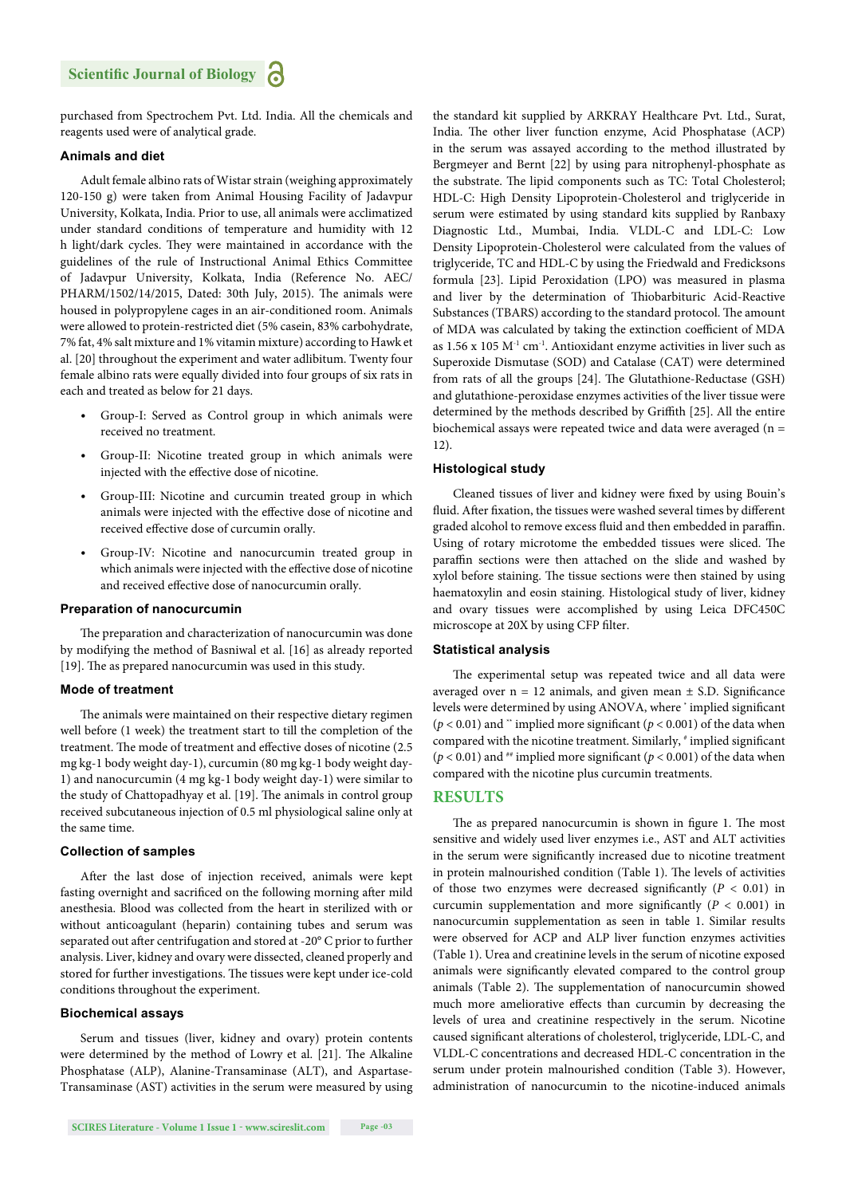purchased from Spectrochem Pvt. Ltd. India. All the chemicals and reagents used were of analytical grade.

### Animals and diet

Adult female albino rats of Wistar strain (weighing approximately 120-150 g) were taken from Animal Housing Facility of Jadavpur University, Kolkata, India. Prior to use, all animals were acclimatized under standard conditions of temperature and humidity with 12 h light/dark cycles. They were maintained in accordance with the guidelines of the rule of Instructional Animal Ethics Committee of Jadavpur University, Kolkata, India (Reference No. AEC/ PHARM/1502/14/2015, Dated: 30th July, 2015). The animals were housed in polypropylene cages in an air-conditioned room. Animals were allowed to protein-restricted diet (5% casein, 83% carbohydrate, 7% fat, 4% salt mixture and 1% vitamin mixture) according to Hawk et al. [20] throughout the experiment and water adlibitum. Twenty four female albino rats were equally divided into four groups of six rats in each and treated as below for 21 days.

- Group-I: Served as Control group in which animals were received no treatment.
- Group-II: Nicotine treated group in which animals were injected with the effective dose of nicotine.
- Group-III: Nicotine and curcumin treated group in which animals were injected with the effective dose of nicotine and received effective dose of curcumin orally.
- Group-IV: Nicotine and nanocurcumin treated group in which animals were injected with the effective dose of nicotine and received effective dose of nanocurcumin orally.

### Preparation of nanocurcumin

The preparation and characterization of nanocurcumin was done by modifying the method of Basniwal et al. [16] as already reported [19]. The as prepared nanocurcumin was used in this study.

### Mode of treatment

The animals were maintained on their respective dietary regimen well before (1 week) the treatment start to till the completion of the treatment. The mode of treatment and effective doses of nicotine (2.5 mg kg-1 body weight day-1), curcumin (80 mg kg-1 body weight day-1) and nanocurcumin (4 mg kg-1 body weight day-1) were similar to the study of Chattopadhyay et al. [19]. The animals in control group received subcutaneous injection of 0.5 ml physiological saline only at the same time.

### Collection of samples

After the last dose of injection received, animals were kept fasting overnight and sacrificed on the following morning after mild anesthesia. Blood was collected from the heart in sterilized with or without anticoagulant (heparin) containing tubes and serum was separated out after centrifugation and stored at -20° C prior to further analysis. Liver, kidney and ovary were dissected, cleaned properly and stored for further investigations. The tissues were kept under ice-cold conditions throughout the experiment.

### Biochemical assays

Serum and tissues (liver, kidney and ovary) protein contents were determined by the method of Lowry et al. [21]. The Alkaline Phosphatase (ALP), Alanine-Transaminase (ALT), and Aspartase-Transaminase (AST) activities in the serum were measured by using the standard kit supplied by ARKRAY Healthcare Pvt. Ltd., Surat, India. The other liver function enzyme, Acid Phosphatase (ACP) in the serum was assayed according to the method illustrated by Bergmeyer and Bernt [22] by using para nitrophenyl-phosphate as the substrate. The lipid components such as TC: Total Cholesterol; HDL-C: High Density Lipoprotein-Cholesterol and triglyceride in serum were estimated by using standard kits supplied by Ranbaxy Diagnostic Ltd., Mumbai, India. VLDL-C and LDL-C: Low Density Lipoprotein-Cholesterol were calculated from the values of triglyceride, TC and HDL-C by using the Friedwald and Fredicksons formula [23]. Lipid Peroxidation (LPO) was measured in plasma and liver by the determination of Thiobarbituric Acid-Reactive Substances (TBARS) according to the standard protocol. The amount of MDA was calculated by taking the extinction coefficient of MDA as $1.56 \times 105\ M^{-1}\ cm^{-1}$. Antioxidant enzyme activities in liver such as Superoxide Dismutase (SOD) and Catalase (CAT) were determined from rats of all the groups [24]. The Glutathione-Reductase (GSH) and glutathione-peroxidase enzymes activities of the liver tissue were determined by the methods described by Griffith [25]. All the entire biochemical assays were repeated twice and data were averaged (n = 12).

### Histological study

Cleaned tissues of liver and kidney were fixed by using Bouin's fluid. After fixation, the tissues were washed several times by different graded alcohol to remove excess fluid and then embedded in paraffin. Using of rotary microtome the embedded tissues were sliced. The paraffin sections were then attached on the slide and washed by xylol before staining. The tissue sections were then stained by using haematoxylin and eosin staining. Histological study of liver, kidney and ovary tissues were accomplished by using Leica DFC450C microscope at 20X by using CFP filter.

### Statistical analysis

The experimental setup was repeated twice and all data were averaged over n = 12 animals, and given mean ± S.D. Significance levels were determined by using ANOVA, where * implied significant ($p < 0.01$) and ** implied more significant ($p < 0.001$) of the data when compared with the nicotine treatment. Similarly, # implied significant ($p < 0.01$) and ## implied more significant ($p < 0.001$) of the data when compared with the nicotine plus curcumin treatments.

## RESULTS

The as prepared nanocurcumin is shown in figure 1. The most sensitive and widely used liver enzymes i.e., AST and ALT activities in the serum were significantly increased due to nicotine treatment in protein malnourished condition (Table 1). The levels of activities of those two enzymes were decreased significantly ($P < 0.01$) in curcumin supplementation and more significantly ($P < 0.001$) in nanocurcumin supplementation as seen in table 1. Similar results were observed for ACP and ALP liver function enzymes activities (Table 1). Urea and creatinine levels in the serum of nicotine exposed animals were significantly elevated compared to the control group animals (Table 2). The supplementation of nanocurcumin showed much more ameliorative effects than curcumin by decreasing the levels of urea and creatinine respectively in the serum. Nicotine caused significant alterations of cholesterol, triglyceride, LDL-C, and VLDL-C concentrations and decreased HDL-C concentration in the serum under protein malnourished condition (Table 3). However, administration of nanocurcumin to the nicotine-induced animals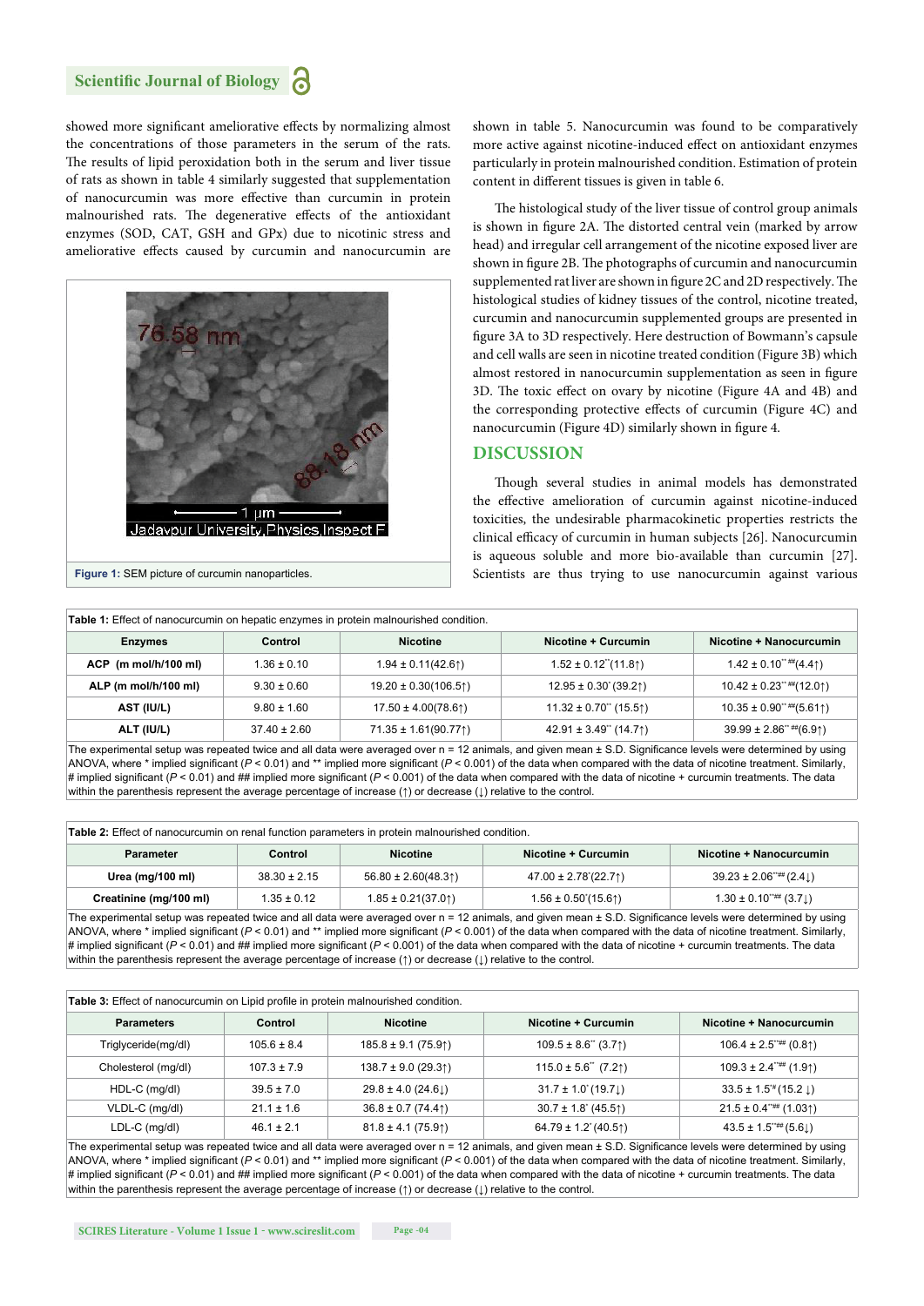showed more significant ameliorative effects by normalizing almost the concentrations of those parameters in the serum of the rats. The results of lipid peroxidation both in the serum and liver tissue of rats as shown in table 4 similarly suggested that supplementation of nanocurcumin was more effective than curcumin in protein malnourished rats. The degenerative effects of the antioxidant enzymes (SOD, CAT, GSH and GPx) due to nicotinic stress and ameliorative effects caused by curcumin and nanocurcumin are shown in table 5. Nanocurcumin was found to be comparatively more active against nicotine-induced effect on antioxidant enzymes particularly in protein malnourished condition. Estimation of protein content in different tissues is given in table 6.

**Figure 1:** SEM picture of curcumin nanoparticles.

The histological study of the liver tissue of control group animals is shown in figure 2A. The distorted central vein (marked by arrow head) and irregular cell arrangement of the nicotine exposed liver are shown in figure 2B. The photographs of curcumin and nanocurcumin supplemented rat liver are shown in figure 2C and 2D respectively. The histological studies of kidney tissues of the control, nicotine treated, curcumin and nanocurcumin supplemented groups are presented in figure 3A to 3D respectively. Here destruction of Bowmann's capsule and cell walls are seen in nicotine treated condition (Figure 3B) which almost restored in nanocurcumin supplementation as seen in figure 3D. The toxic effect on ovary by nicotine (Figure 4A and 4B) and the corresponding protective effects of curcumin (Figure 4C) and nanocurcumin (Figure 4D) similarly shown in figure 4.

## DISCUSSION

Though several studies in animal models has demonstrated the effective amelioration of curcumin against nicotine-induced toxicities, the undesirable pharmacokinetic properties restricts the clinical efficacy of curcumin in human subjects [26]. Nanocurcumin is aqueous soluble and more bio-available than curcumin [27]. Scientists are thus trying to use nanocurcumin against various

**Table 1:** Effect of nanocurcumin on hepatic enzymes in protein malnourished condition.

| Enzymes | Control | Nicotine | Nicotine + Curcumin | Nicotine + Nanocurcumin |
|---|---|---|---|---|
| ACP (m mol/h/100 ml) | 1.36 ± 0.10 | 1.94 ± 0.11(42.6↑) | 1.52 ± 0.12**(11.8↑) | 1.42 ± 0.10** ##(4.4↑) |
| ALP (m mol/h/100 ml) | 9.30 ± 0.60 | 19.20 ± 0.30(106.5↑) | 12.95 ± 0.30*(39.2↑) | 10.42 ± 0.23** ##(12.0↑) |
| AST (IU/L) | 9.80 ± 1.60 | 17.50 ± 4.00(78.6↑) | 11.32 ± 0.70** (15.5↑) | 10.35 ± 0.90** ##(5.61↑) |
| ALT (IU/L) | 37.40 ± 2.60 | 71.35 ± 1.61(90.77↑) | 42.91 ± 3.49** (14.7↑) | 39.99 ± 2.86** ##(6.9↑) |

The experimental setup was repeated twice and all data were averaged over n = 12 animals, and given mean ± S.D. Significance levels were determined by using ANOVA, where * implied significant ($P < 0.01$) and ** implied more significant ($P < 0.001$) of the data when compared with the data of nicotine treatment. Similarly, # implied significant ($P < 0.01$) and ## implied more significant ($P < 0.001$) of the data when compared with the data of nicotine + curcumin treatments. The data within the parenthesis represent the average percentage of increase (↑) or decrease (↓) relative to the control.

**Table 2:** Effect of nanocurcumin on renal function parameters in protein malnourished condition.

| Parameter | Control | Nicotine | Nicotine + Curcumin | Nicotine + Nanocurcumin |
|---|---|---|---|---|
| Urea (mg/100 ml) | 38.30 ± 2.15 | 56.80 ± 2.60(48.3↑) | 47.00 ± 2.78*(22.7↑) | 39.23 ± 2.06**## (2.4↓) |
| Creatinine (mg/100 ml) | 1.35 ± 0.12 | 1.85 ± 0.21(37.0↑) | 1.56 ± 0.50*(15.6↑) | 1.30 ± 0.10**## (3.7↓) |

The experimental setup was repeated twice and all data were averaged over n = 12 animals, and given mean ± S.D. Significance levels were determined by using ANOVA, where * implied significant ($P < 0.01$) and ** implied more significant ($P < 0.001$) of the data when compared with the data of nicotine treatment. Similarly, # implied significant ($P < 0.01$) and ## implied more significant ($P < 0.001$) of the data when compared with the data of nicotine + curcumin treatments. The data within the parenthesis represent the average percentage of increase (↑) or decrease (↓) relative to the control.

**Table 3:** Effect of nanocurcumin on Lipid profile in protein malnourished condition.

| Parameters | Control | Nicotine | Nicotine + Curcumin | Nicotine + Nanocurcumin |
|---|---|---|---|---|
| Triglyceride(mg/dl) | 105.6 ± 8.4 | 185.8 ± 9.1 (75.9↑) | 109.5 ± 8.6** (3.7↑) | 106.4 ± 2.5**## (0.8↑) |
| Cholesterol (mg/dl) | 107.3 ± 7.9 | 138.7 ± 9.0 (29.3↑) | 115.0 ± 5.6** (7.2↑) | 109.3 ± 2.4**## (1.9↑) |
| HDL-C (mg/dl) | 39.5 ± 7.0 | 29.8 ± 4.0 (24.6↓) | 31.7 ± 1.0* (19.7↓) | 33.5 ± 1.5*# (15.2 ↓) |
| VLDL-C (mg/dl) | 21.1 ± 1.6 | 36.8 ± 0.7 (74.4↑) | 30.7 ± 1.8* (45.5↑) | 21.5 ± 0.4**## (1.03↑) |
| LDL-C (mg/dl) | 46.1 ± 2.1 | 81.8 ± 4.1 (75.9↑) | 64.79 ± 1.2* (40.5↑) | 43.5 ± 1.5**## (5.6↓) |

The experimental setup was repeated twice and all data were averaged over n = 12 animals, and given mean ± S.D. Significance levels were determined by using ANOVA, where * implied significant ($P < 0.01$) and ** implied more significant ($P < 0.001$) of the data when compared with the data of nicotine treatment. Similarly, # implied significant ($P < 0.01$) and ## implied more significant ($P < 0.001$) of the data when compared with the data of nicotine + curcumin treatments. The data within the parenthesis represent the average percentage of increase (↑) or decrease (↓) relative to the control.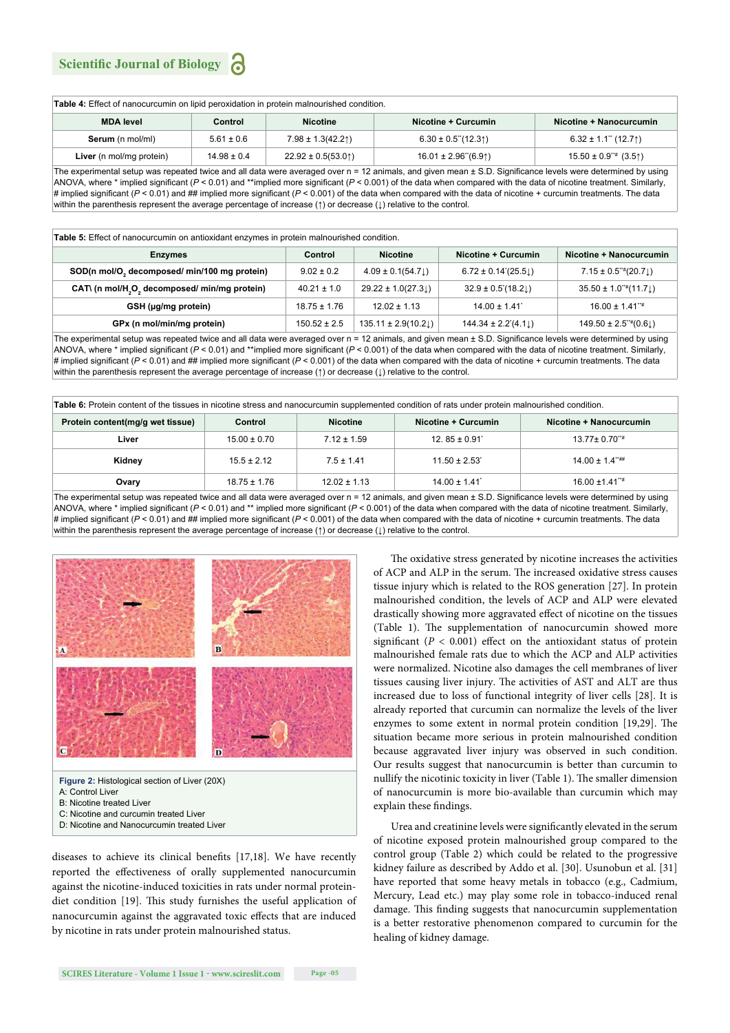**Table 4:** Effect of nanocurcumin on lipid peroxidation in protein malnourished condition.

| MDA level | Control | Nicotine | Nicotine + Curcumin | Nicotine + Nanocurcumin |
|---|---|---|---|---|
| **Serum** (n mol/ml) | 5.61 ± 0.6 | 7.98 ± 1.3(42.2↑) | 6.30 ± 0.5**(12.3↑) | 6.32 ± 1.1** (12.7↑) |
| **Liver** (n mol/mg protein) | 14.98 ± 0.4 | 22.92 ± 0.5(53.0↑) | 16.01 ± 2.96**(6.9↑) | 15.50 ± 0.9**# (3.5↑) |

The experimental setup was repeated twice and all data were averaged over n = 12 animals, and given mean ± S.D. Significance levels were determined by using ANOVA, where * implied significant ($P < 0.01$) and **implied more significant ($P < 0.001$) of the data when compared with the data of nicotine treatment. Similarly, # implied significant ($P < 0.01$) and ## implied more significant ($P < 0.001$) of the data when compared with the data of nicotine + curcumin treatments. The data within the parenthesis represent the average percentage of increase (↑) or decrease (↓) relative to the control.

**Table 5:** Effect of nanocurcumin on antioxidant enzymes in protein malnourished condition.

| Enzymes | Control | Nicotine | Nicotine + Curcumin | Nicotine + Nanocurcumin |
|---|---|---|---|---|
| **SOD(n mol/$O_2$ decomposed/ min/100 mg protein)** | 9.02 ± 0.2 | 4.09 ± 0.1(54.7↓) | 6.72 ± 0.14*(25.5↓) | 7.15 ± 0.5**#(20.7↓) |
| **CAT\ (n mol/$H_2O_2$ decomposed/ min/mg protein)** | 40.21 ± 1.0 | 29.22 ± 1.0(27.3↓) | 32.9 ± 0.5*(18.2↓) | 35.50 ± 1.0**#(11.7↓) |
| **GSH (µg/mg protein)** | 18.75 ± 1.76 | 12.02 ± 1.13 | 14.00 ± 1.41* | 16.00 ± 1.41**# |
| **GPx (n mol/min/mg protein)** | 150.52 ± 2.5 | 135.11 ± 2.9(10.2↓) | 144.34 ± 2.2*(4.1↓) | 149.50 ± 2.5**#(0.6↓) |

The experimental setup was repeated twice and all data were averaged over n = 12 animals, and given mean ± S.D. Significance levels were determined by using ANOVA, where * implied significant ($P < 0.01$) and ** implied more significant ($P < 0.001$) of the data when compared with the data of nicotine treatment. Similarly, # implied significant ($P < 0.01$) and ## implied more significant ($P < 0.001$) of the data when compared with the data of nicotine + curcumin treatments. The data within the parenthesis represent the average percentage of increase (↑) or decrease (↓) relative to the control.

**Table 6:** Protein content of the tissues in nicotine stress and nanocurcumin supplemented condition of rats under protein malnourished condition.

| Protein content(mg/g wet tissue) | Control | Nicotine | Nicotine + Curcumin | Nicotine + Nanocurcumin |
|---|---|---|---|---|
| **Liver** | 15.00 ± 0.70 | 7.12 ± 1.59 | 12. 85 ± 0.91* | 13.77± 0.70**# |
| **Kidney** | 15.5 ± 2.12 | 7.5 ± 1.41 | 11.50 ± 2.53* | 14.00 ± 1.4**## |
| **Ovary** | 18.75 ± 1.76 | 12.02 ± 1.13 | 14.00 ± 1.41* | 16.00 ±1.41**# |

The experimental setup was repeated twice and all data were averaged over n = 12 animals, and given mean ± S.D. Significance levels were determined by using ANOVA, where * implied significant ($P < 0.01$) and ** implied more significant ($P < 0.001$) of the data when compared with the data of nicotine treatment. Similarly, # implied significant ($P < 0.01$) and ## implied more significant ($P < 0.001$) of the data when compared with the data of nicotine + curcumin treatments. The data within the parenthesis represent the average percentage of increase (↑) or decrease (↓) relative to the control.

**Figure 2:** Histological section of Liver (20X)
A: Control Liver
B: Nicotine treated Liver
C: Nicotine and curcumin treated Liver
D: Nicotine and Nanocurcumin treated Liver

diseases to achieve its clinical benefits [17,18]. We have recently reported the effectiveness of orally supplemented nanocurcumin against the nicotine-induced toxicities in rats under normal protein-diet condition [19]. This study furnishes the useful application of nanocurcumin against the aggravated toxic effects that are induced by nicotine in rats under protein malnourished status.

The oxidative stress generated by nicotine increases the activities of ACP and ALP in the serum. The increased oxidative stress causes tissue injury which is related to the ROS generation [27]. In protein malnourished condition, the levels of ACP and ALP were elevated drastically showing more aggravated effect of nicotine on the tissues (Table 1). The supplementation of nanocurcumin showed more significant ($P < 0.001$) effect on the antioxidant status of protein malnourished female rats due to which the ACP and ALP activities were normalized. Nicotine also damages the cell membranes of liver tissues causing liver injury. The activities of AST and ALT are thus increased due to loss of functional integrity of liver cells [28]. It is already reported that curcumin can normalize the levels of the liver enzymes to some extent in normal protein condition [19,29]. The situation became more serious in protein malnourished condition because aggravated liver injury was observed in such condition. Our results suggest that nanocurcumin is better than curcumin to nullify the nicotinic toxicity in liver (Table 1). The smaller dimension of nanocurcumin is more bio-available than curcumin which may explain these findings.

Urea and creatinine levels were significantly elevated in the serum of nicotine exposed protein malnourished group compared to the control group (Table 2) which could be related to the progressive kidney failure as described by Addo et al. [30]. Usunobun et al. [31] have reported that some heavy metals in tobacco (e.g., Cadmium, Mercury, Lead etc.) may play some role in tobacco-induced renal damage. This finding suggests that nanocurcumin supplementation is a better restorative phenomenon compared to curcumin for the healing of kidney damage.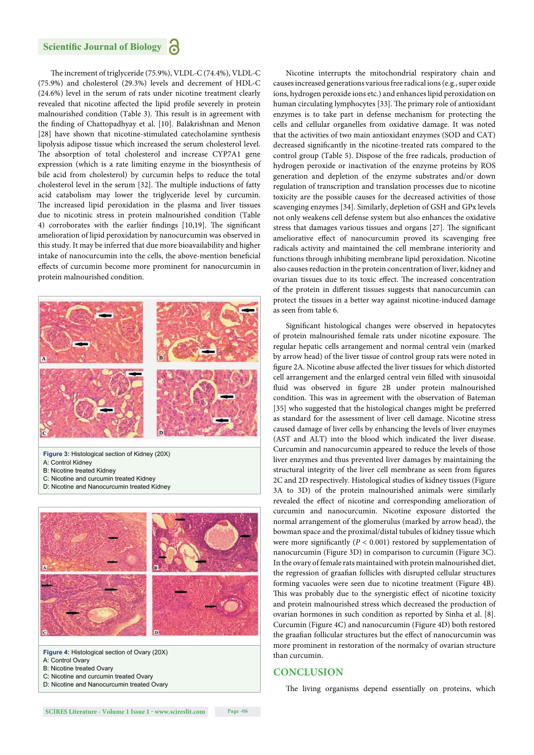The increment of triglyceride (75.9%), VLDL-C (74.4%), VLDL-C (75.9%) and cholesterol (29.3%) levels and decrement of HDL-C (24.6%) level in the serum of rats under nicotine treatment clearly revealed that nicotine affected the lipid profile severely in protein malnourished condition (Table 3). This result is in agreement with the finding of Chattopadhyay et al. [10]. Balakrishnan and Menon [28] have shown that nicotine-stimulated catecholamine synthesis lipolysis adipose tissue which increased the serum cholesterol level. The absorption of total cholesterol and increase CYP7A1 gene expression (which is a rate limiting enzyme in the biosynthesis of bile acid from cholesterol) by curcumin helps to reduce the total cholesterol level in the serum [32]. The multiple inductions of fatty acid catabolism may lower the triglyceride level by curcumin. The increased lipid peroxidation in the plasma and liver tissues due to nicotinic stress in protein malnourished condition (Table 4) corroborates with the earlier findings [10,19]. The significant amelioration of lipid peroxidation by nanocurcumin was observed in this study. It may be inferred that due more bioavailability and higher intake of nanocurcumin into the cells, the above-mention beneficial effects of curcumin become more prominent for nanocurcumin in protein malnourished condition.

**Figure 3:** Histological section of Kidney (20X)
A: Control Kidney
B: Nicotine treated Kidney
C: Nicotine and curcumin treated Kidney
D: Nicotine and Nanocurcumin treated Kidney

**Figure 4:** Histological section of Ovary (20X)
A: Control Ovary
B: Nicotine treated Ovary
C: Nicotine and curcumin treated Ovary
D: Nicotine and Nanocurcumin treated Ovary

Nicotine interrupts the mitochondrial respiratory chain and causes increased generations various free radical ions (e.g., super oxide ions, hydrogen peroxide ions etc.) and enhances lipid peroxidation on human circulating lymphocytes [33]. The primary role of antioxidant enzymes is to take part in defense mechanism for protecting the cells and cellular organelles from oxidative damage. It was noted that the activities of two main antioxidant enzymes (SOD and CAT) decreased significantly in the nicotine-treated rats compared to the control group (Table 5). Dispose of the free radicals, production of hydrogen peroxide or inactivation of the enzyme proteins by ROS generation and depletion of the enzyme substrates and/or down regulation of transcription and translation processes due to nicotine toxicity are the possible causes for the decreased activities of those scavenging enzymes [34]. Similarly, depletion of GSH and GPx levels not only weakens cell defense system but also enhances the oxidative stress that damages various tissues and organs [27]. The significant ameliorative effect of nanocurcumin proved its scavenging free radicals activity and maintained the cell membrane interiority and functions through inhibiting membrane lipid peroxidation. Nicotine also causes reduction in the protein concentration of liver, kidney and ovarian tissues due to its toxic effect. The increased concentration of the protein in different tissues suggests that nanocurcumin can protect the tissues in a better way against nicotine-induced damage as seen from table 6.

Significant histological changes were observed in hepatocytes of protein malnourished female rats under nicotine exposure. The regular hepatic cells arrangement and normal central vein (marked by arrow head) of the liver tissue of control group rats were noted in figure 2A. Nicotine abuse affected the liver tissues for which distorted cell arrangement and the enlarged central vein filled with sinusoidal fluid was observed in figure 2B under protein malnourished condition. This was in agreement with the observation of Bateman [35] who suggested that the histological changes might be preferred as standard for the assessment of liver cell damage. Nicotine stress caused damage of liver cells by enhancing the levels of liver enzymes (AST and ALT) into the blood which indicated the liver disease. Curcumin and nanocurcumin appeared to reduce the levels of those liver enzymes and thus prevented liver damages by maintaining the structural integrity of the liver cell membrane as seen from figures 2C and 2D respectively. Histological studies of kidney tissues (Figure 3A to 3D) of the protein malnourished animals were similarly revealed the effect of nicotine and corresponding amelioration of curcumin and nanocurcumin. Nicotine exposure distorted the normal arrangement of the glomerulus (marked by arrow head), the bowman space and the proximal/distal tubules of kidney tissue which were more significantly ($P < 0.001$) restored by supplementation of nanocurcumin (Figure 3D) in comparison to curcumin (Figure 3C). In the ovary of female rats maintained with protein malnourished diet, the regression of graafian follicles with disrupted cellular structures forming vacuoles were seen due to nicotine treatment (Figure 4B). This was probably due to the synergistic effect of nicotine toxicity and protein malnourished stress which decreased the production of ovarian hormones in such condition as reported by Sinha et al. [8]. Curcumin (Figure 4C) and nanocurcumin (Figure 4D) both restored the graafian follicular structures but the effect of nanocurcumin was more prominent in restoration of the normalcy of ovarian structure than curcumin.

## CONCLUSION

The living organisms depend essentially on proteins, which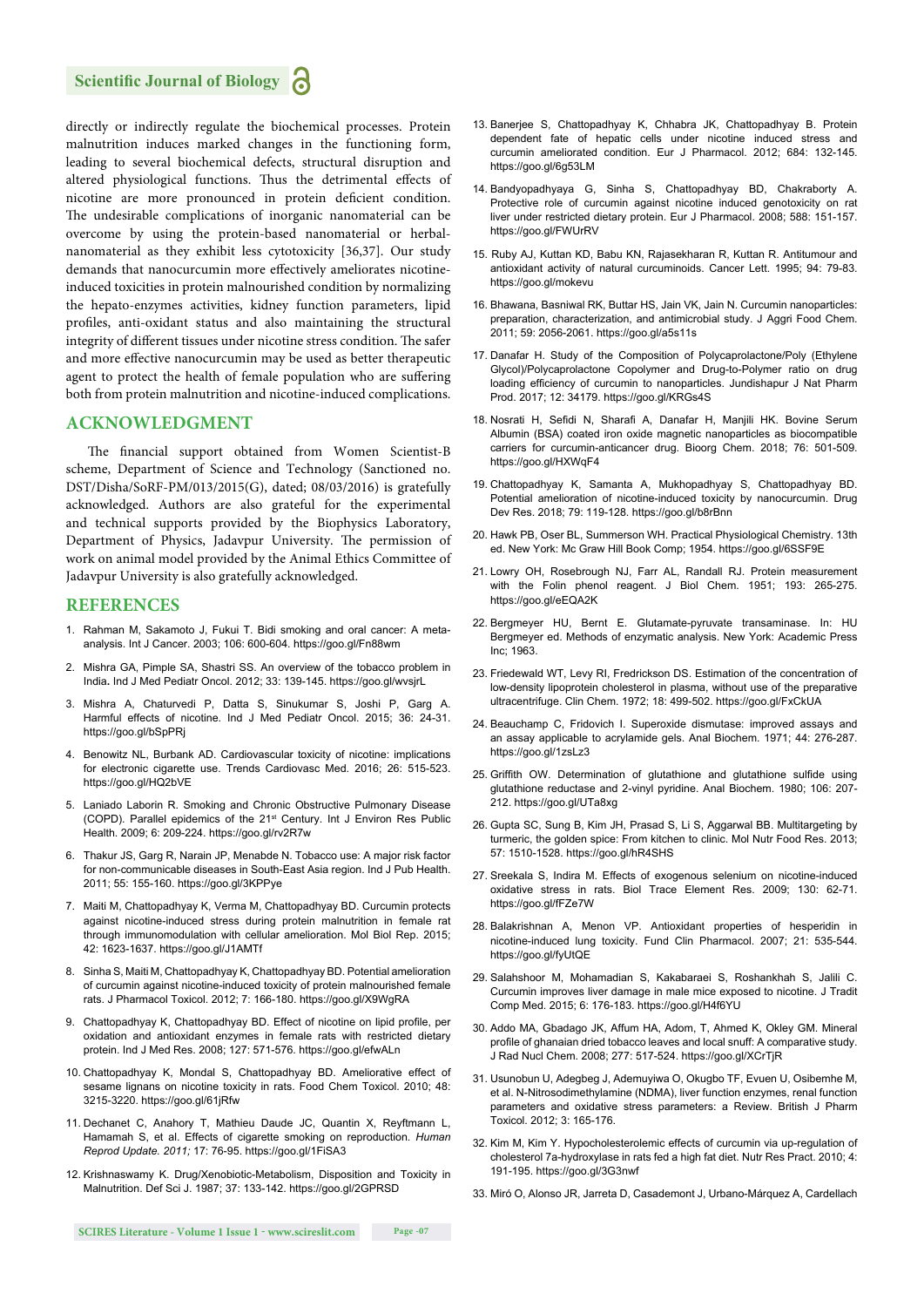directly or indirectly regulate the biochemical processes. Protein malnutrition induces marked changes in the functioning form, leading to several biochemical defects, structural disruption and altered physiological functions. Thus the detrimental effects of nicotine are more pronounced in protein deficient condition. The undesirable complications of inorganic nanomaterial can be overcome by using the protein-based nanomaterial or herbal-nanomaterial as they exhibit less cytotoxicity [36,37]. Our study demands that nanocurcumin more effectively ameliorates nicotine-induced toxicities in protein malnourished condition by normalizing the hepato-enzymes activities, kidney function parameters, lipid profiles, anti-oxidant status and also maintaining the structural integrity of different tissues under nicotine stress condition. The safer and more effective nanocurcumin may be used as better therapeutic agent to protect the health of female population who are suffering both from protein malnutrition and nicotine-induced complications.

## ACKNOWLEDGMENT

The financial support obtained from Women Scientist-B scheme, Department of Science and Technology (Sanctioned no. DST/Disha/SoRF-PM/013/2015(G), dated; 08/03/2016) is gratefully acknowledged. Authors are also grateful for the experimental and technical supports provided by the Biophysics Laboratory, Department of Physics, Jadavpur University. The permission of work on animal model provided by the Animal Ethics Committee of Jadavpur University is also gratefully acknowledged.

## REFERENCES

1. Rahman M, Sakamoto J, Fukui T. Bidi smoking and oral cancer: A meta-analysis. Int J Cancer. 2003; 106: 600-604. https://goo.gl/Fn88wm
2. Mishra GA, Pimple SA, Shastri SS. An overview of the tobacco problem in India. Ind J Med Pediatr Oncol. 2012; 33: 139-145. https://goo.gl/wvsjrL
3. Mishra A, Chaturvedi P, Datta S, Sinukumar S, Joshi P, Garg A. Harmful effects of nicotine. Ind J Med Pediatr Oncol. 2015; 36: 24-31. https://goo.gl/bSpPRj
4. Benowitz NL, Burbank AD. Cardiovascular toxicity of nicotine: implications for electronic cigarette use. Trends Cardiovasc Med. 2016; 26: 515-523. https://goo.gl/HQ2bVE
5. Laniado Laborin R. Smoking and Chronic Obstructive Pulmonary Disease (COPD). Parallel epidemics of the 21st Century. Int J Environ Res Public Health. 2009; 6: 209-224. https://goo.gl/rv2R7w
6. Thakur JS, Garg R, Narain JP, Menabde N. Tobacco use: A major risk factor for non-communicable diseases in South-East Asia region. Ind J Pub Health. 2011; 55: 155-160. https://goo.gl/3KPPye
7. Maiti M, Chattopadhyay K, Verma M, Chattopadhyay BD. Curcumin protects against nicotine-induced stress during protein malnutrition in female rat through immunomodulation with cellular amelioration. Mol Biol Rep. 2015; 42: 1623-1637. https://goo.gl/J1AMTf
8. Sinha S, Maiti M, Chattopadhyay K, Chattopadhyay BD. Potential amelioration of curcumin against nicotine-induced toxicity of protein malnourished female rats. J Pharmacol Toxicol. 2012; 7: 166-180. https://goo.gl/X9WgRA
9. Chattopadhyay K, Chattopadhyay BD. Effect of nicotine on lipid profile, per oxidation and antioxidant enzymes in female rats with restricted dietary protein. Ind J Med Res. 2008; 127: 571-576. https://goo.gl/efwALn
10. Chattopadhyay K, Mondal S, Chattopadhyay BD. Ameliorative effect of sesame lignans on nicotine toxicity in rats. Food Chem Toxicol. 2010; 48: 3215-3220. https://goo.gl/61jRfw
11. Dechanet C, Anahory T, Mathieu Daude JC, Quantin X, Reyftmann L, Hamamah S, et al. Effects of cigarette smoking on reproduction. *Human Reprod Update. 2011;* 17: 76-95. https://goo.gl/1FiSA3
12. Krishnaswamy K. Drug/Xenobiotic-Metabolism, Disposition and Toxicity in Malnutrition. Def Sci J. 1987; 37: 133-142. https://goo.gl/2GPRSD
13. Banerjee S, Chattopadhyay K, Chhabra JK, Chattopadhyay B. Protein dependent fate of hepatic cells under nicotine induced stress and curcumin ameliorated condition. Eur J Pharmacol. 2012; 684: 132-145. https://goo.gl/6g53LM
14. Bandyopadhyaya G, Sinha S, Chattopadhyay BD, Chakraborty A. Protective role of curcumin against nicotine induced genotoxicity on rat liver under restricted dietary protein. Eur J Pharmacol. 2008; 588: 151-157. https://goo.gl/FWUrRV
15. Ruby AJ, Kuttan KD, Babu KN, Rajasekharan R, Kuttan R. Antitumour and antioxidant activity of natural curcuminoids. Cancer Lett. 1995; 94: 79-83. https://goo.gl/mokevu
16. Bhawana, Basniwal RK, Buttar HS, Jain VK, Jain N. Curcumin nanoparticles: preparation, characterization, and antimicrobial study. J Aggri Food Chem. 2011; 59: 2056-2061. https://goo.gl/a5s11s
17. Danafar H. Study of the Composition of Polycaprolactone/Poly (Ethylene Glycol)/Polycaprolactone Copolymer and Drug-to-Polymer ratio on drug loading efficiency of curcumin to nanoparticles. Jundishapur J Nat Pharm Prod. 2017; 12: 34179. https://goo.gl/KRGs4S
18. Nosrati H, Sefidi N, Sharafi A, Danafar H, Manjili HK. Bovine Serum Albumin (BSA) coated iron oxide magnetic nanoparticles as biocompatible carriers for curcumin-anticancer drug. Bioorg Chem. 2018; 76: 501-509. https://goo.gl/HXWqF4
19. Chattopadhyay K, Samanta A, Mukhopadhyay S, Chattopadhyay BD. Potential amelioration of nicotine-induced toxicity by nanocurcumin. Drug Dev Res. 2018; 79: 119-128. https://goo.gl/b8rBnn
20. Hawk PB, Oser BL, Summerson WH. Practical Physiological Chemistry. 13th ed. New York: Mc Graw Hill Book Comp; 1954. https://goo.gl/6SSF9E
21. Lowry OH, Rosebrough NJ, Farr AL, Randall RJ. Protein measurement with the Folin phenol reagent. J Biol Chem. 1951; 193: 265-275. https://goo.gl/eEQA2K
22. Bergmeyer HU, Bernt E. Glutamate-pyruvate transaminase. In: HU Bergmeyer ed. Methods of enzymatic analysis. New York: Academic Press Inc; 1963.
23. Friedewald WT, Levy RI, Fredrickson DS. Estimation of the concentration of low-density lipoprotein cholesterol in plasma, without use of the preparative ultracentrifuge. Clin Chem. 1972; 18: 499-502. https://goo.gl/FxCkUA
24. Beauchamp C, Fridovich I. Superoxide dismutase: improved assays and an assay applicable to acrylamide gels. Anal Biochem. 1971; 44: 276-287. https://goo.gl/1zsLz3
25. Griffith OW. Determination of glutathione and glutathione sulfide using glutathione reductase and 2-vinyl pyridine. Anal Biochem. 1980; 106: 207-212. https://goo.gl/UTa8xg
26. Gupta SC, Sung B, Kim JH, Prasad S, Li S, Aggarwal BB. Multitargeting by turmeric, the golden spice: From kitchen to clinic. Mol Nutr Food Res. 2013; 57: 1510-1528. https://goo.gl/hR4SHS
27. Sreekala S, Indira M. Effects of exogenous selenium on nicotine-induced oxidative stress in rats. Biol Trace Element Res. 2009; 130: 62-71. https://goo.gl/fFZe7W
28. Balakrishnan A, Menon VP. Antioxidant properties of hesperidin in nicotine-induced lung toxicity. Fund Clin Pharmacol. 2007; 21: 535-544. https://goo.gl/fyUtQE
29. Salahshoor M, Mohamadian S, Kakabaraei S, Roshankhah S, Jalili C. Curcumin improves liver damage in male mice exposed to nicotine. J Tradit Comp Med. 2015; 6: 176-183. https://goo.gl/H4f6YU
30. Addo MA, Gbadago JK, Affum HA, Adom, T, Ahmed K, Okley GM. Mineral profile of ghanaian dried tobacco leaves and local snuff: A comparative study. J Rad Nucl Chem. 2008; 277: 517-524. https://goo.gl/XCrTjR
31. Usunobun U, Adegbeg J, Ademuyiwa O, Okugbo TF, Evuen U, Osibemhe M, et al. N-Nitrosodimethylamine (NDMA), liver function enzymes, renal function parameters and oxidative stress parameters: a Review. British J Pharm Toxicol. 2012; 3: 165-176.
32. Kim M, Kim Y. Hypocholesterolemic effects of curcumin via up-regulation of cholesterol 7a-hydroxylase in rats fed a high fat diet. Nutr Res Pract. 2010; 4: 191-195. https://goo.gl/3G3nwf
33. Miró O, Alonso JR, Jarreta D, Casademont J, Urbano-Márquez A, Cardellach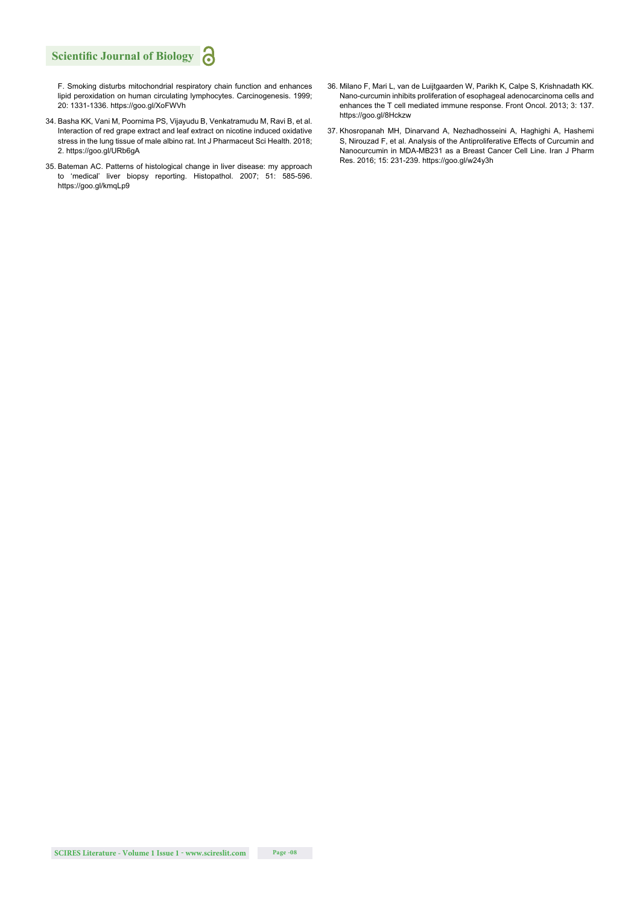F. Smoking disturbs mitochondrial respiratory chain function and enhances lipid peroxidation on human circulating lymphocytes. Carcinogenesis. 1999; 20: 1331-1336. https://goo.gl/XoFWVh

34. Basha KK, Vani M, Poornima PS, Vijayudu B, Venkatramudu M, Ravi B, et al. Interaction of red grape extract and leaf extract on nicotine induced oxidative stress in the lung tissue of male albino rat. Int J Pharmaceut Sci Health. 2018; 2. https://goo.gl/URb6gA

35. Bateman AC. Patterns of histological change in liver disease: my approach to 'medical' liver biopsy reporting. Histopathol. 2007; 51: 585-596. https://goo.gl/kmqLp9

36. Milano F, Mari L, van de Luijtgaarden W, Parikh K, Calpe S, Krishnadath KK. Nano-curcumin inhibits proliferation of esophageal adenocarcinoma cells and enhances the T cell mediated immune response. Front Oncol. 2013; 3: 137. https://goo.gl/8Hckzw

37. Khosropanah MH, Dinarvand A, Nezhadhosseini A, Haghighi A, Hashemi S, Nirouzad F, et al. Analysis of the Antiproliferative Effects of Curcumin and Nanocurcumin in MDA-MB231 as a Breast Cancer Cell Line. Iran J Pharm Res. 2016; 15: 231-239. https://goo.gl/w24y3h